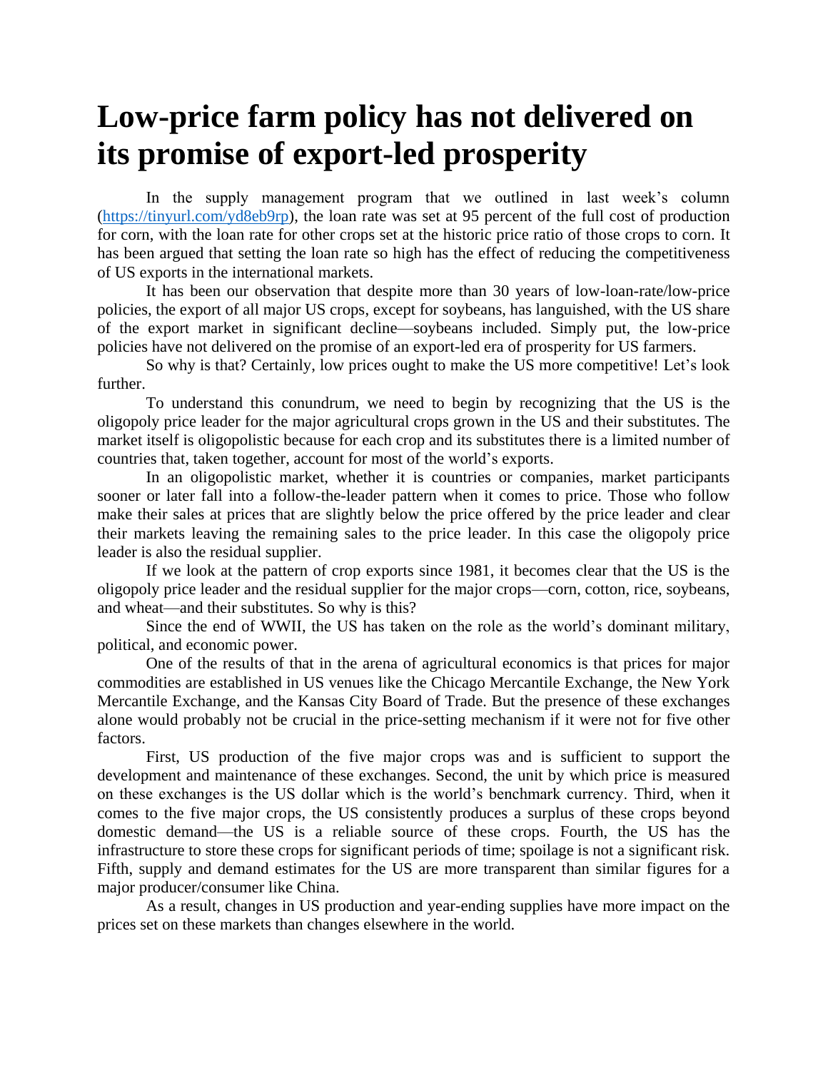# Low-price farm policy has not delivered on its promise of export-led prosperity

In the supply management program that we outlined in last week's column (https://tinyurl.com/yd8eb9rp), the loan rate was set at 95 percent of the full cost of production for corn, with the loan rate for other crops set at the historic price ratio of those crops to corn. It has been argued that setting the loan rate so high has the effect of reducing the competitiveness of US exports in the international markets.

It has been our observation that despite more than 30 years of low-loan-rate/low-price policies, the export of all major US crops, except for soybeans, has languished, with the US share of the export market in significant decline—soybeans included. Simply put, the low-price policies have not delivered on the promise of an export-led era of prosperity for US farmers.

So why is that? Certainly, low prices ought to make the US more competitive! Let's look further.

To understand this conundrum, we need to begin by recognizing that the US is the oligopoly price leader for the major agricultural crops grown in the US and their substitutes. The market itself is oligopolistic because for each crop and its substitutes there is a limited number of countries that, taken together, account for most of the world's exports.

In an oligopolistic market, whether it is countries or companies, market participants sooner or later fall into a follow-the-leader pattern when it comes to price. Those who follow make their sales at prices that are slightly below the price offered by the price leader and clear their markets leaving the remaining sales to the price leader. In this case the oligopoly price leader is also the residual supplier.

If we look at the pattern of crop exports since 1981, it becomes clear that the US is the oligopoly price leader and the residual supplier for the major crops—corn, cotton, rice, soybeans, and wheat—and their substitutes. So why is this?

Since the end of WWII, the US has taken on the role as the world's dominant military, political, and economic power.

One of the results of that in the arena of agricultural economics is that prices for major commodities are established in US venues like the Chicago Mercantile Exchange, the New York Mercantile Exchange, and the Kansas City Board of Trade. But the presence of these exchanges alone would probably not be crucial in the price-setting mechanism if it were not for five other factors.

First, US production of the five major crops was and is sufficient to support the development and maintenance of these exchanges. Second, the unit by which price is measured on these exchanges is the US dollar which is the world's benchmark currency. Third, when it comes to the five major crops, the US consistently produces a surplus of these crops beyond domestic demand—the US is a reliable source of these crops. Fourth, the US has the infrastructure to store these crops for significant periods of time; spoilage is not a significant risk. Fifth, supply and demand estimates for the US are more transparent than similar figures for a major producer/consumer like China.

As a result, changes in US production and year-ending supplies have more impact on the prices set on these markets than changes elsewhere in the world.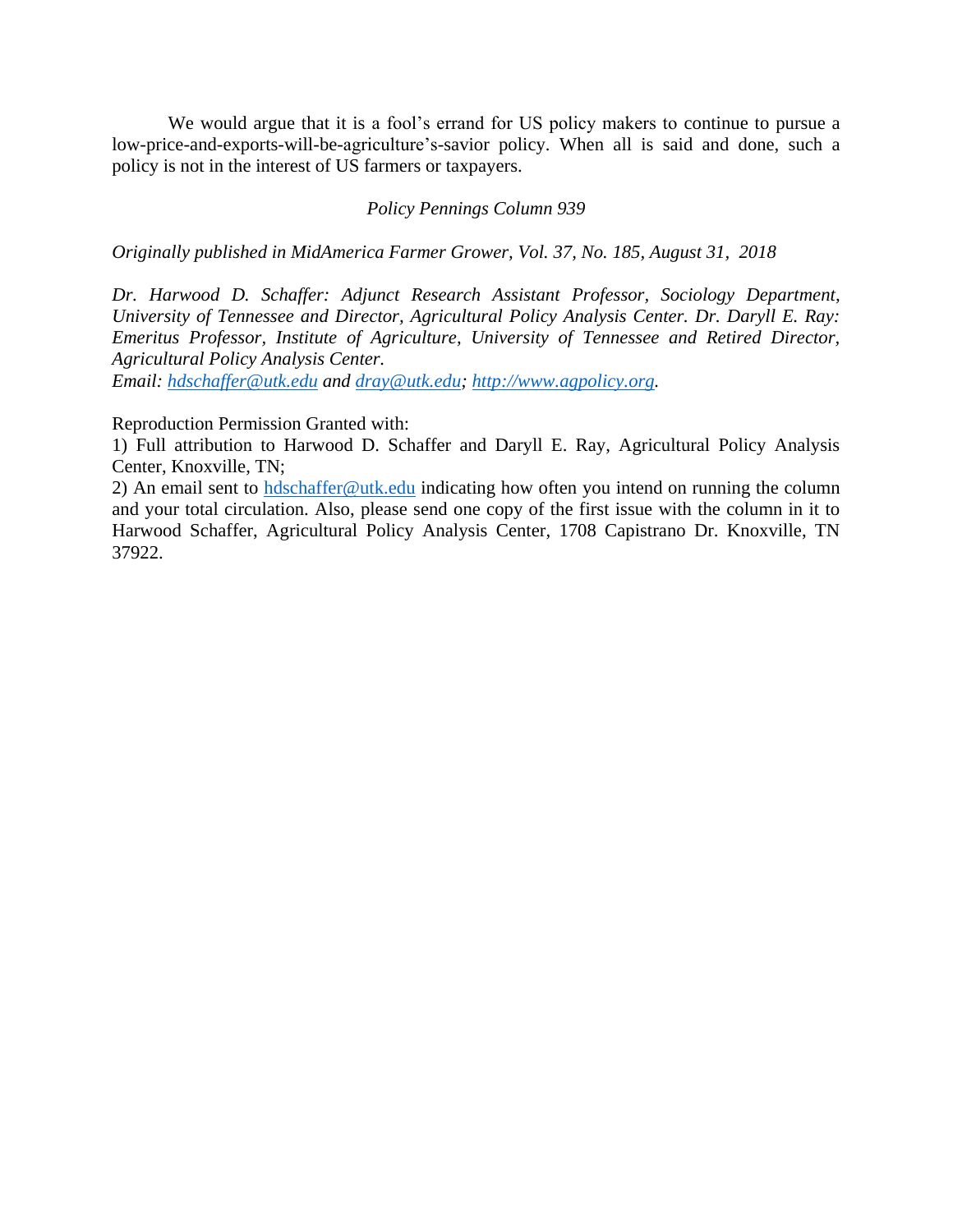We would argue that it is a fool's errand for US policy makers to continue to pursue a low-price-and-exports-will-be-agriculture's-savior policy. When all is said and done, such a policy is not in the interest of US farmers or taxpayers.

*Policy Pennings Column 939*

*Originally published in MidAmerica Farmer Grower, Vol. 37, No. 185, August 31, 2018*

*Dr. Harwood D. Schaffer: Adjunct Research Assistant Professor, Sociology Department, University of Tennessee and Director, Agricultural Policy Analysis Center. Dr. Daryll E. Ray: Emeritus Professor, Institute of Agriculture, University of Tennessee and Retired Director, Agricultural Policy Analysis Center.*
*Email: hdschaffer@utk.edu and dray@utk.edu; http://www.agpolicy.org.*

Reproduction Permission Granted with:
1) Full attribution to Harwood D. Schaffer and Daryll E. Ray, Agricultural Policy Analysis Center, Knoxville, TN;
2) An email sent to hdschaffer@utk.edu indicating how often you intend on running the column and your total circulation. Also, please send one copy of the first issue with the column in it to Harwood Schaffer, Agricultural Policy Analysis Center, 1708 Capistrano Dr. Knoxville, TN 37922.